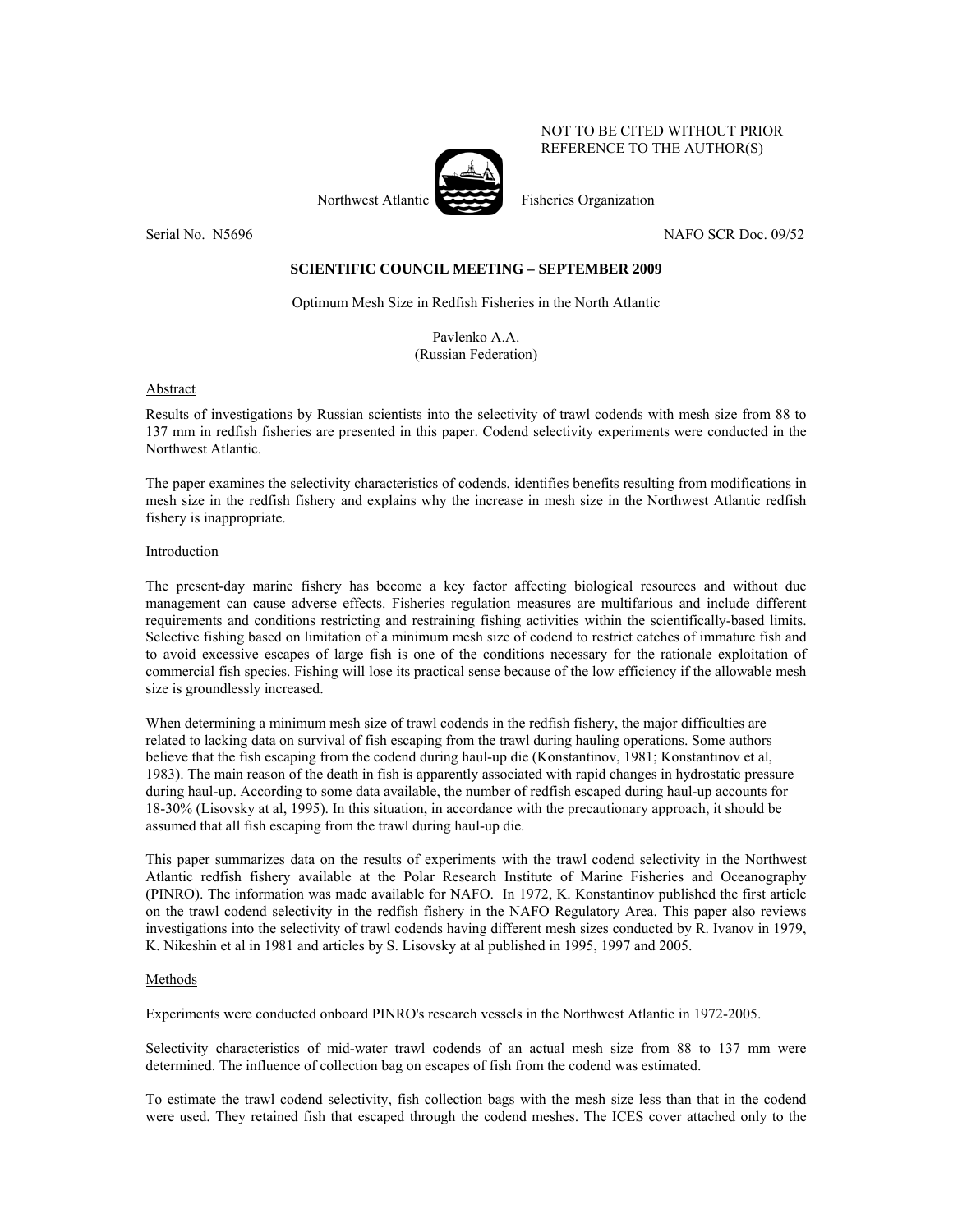NOT TO BE CITED WITHOUT PRIOR
REFERENCE TO THE AUTHOR(S)

Northwest Atlantic Fisheries Organization

Serial No. N5696 NAFO SCR Doc. 09/52

**SCIENTIFIC COUNCIL MEETING – SEPTEMBER 2009**

# Optimum Mesh Size in Redfish Fisheries in the North Atlantic

Pavlenko A.A.
(Russian Federation)

## Abstract

Results of investigations by Russian scientists into the selectivity of trawl codends with mesh size from 88 to 137 mm in redfish fisheries are presented in this paper. Codend selectivity experiments were conducted in the Northwest Atlantic.

The paper examines the selectivity characteristics of codends, identifies benefits resulting from modifications in mesh size in the redfish fishery and explains why the increase in mesh size in the Northwest Atlantic redfish fishery is inappropriate.

## Introduction

The present-day marine fishery has become a key factor affecting biological resources and without due management can cause adverse effects. Fisheries regulation measures are multifarious and include different requirements and conditions restricting and restraining fishing activities within the scientifically-based limits. Selective fishing based on limitation of a minimum mesh size of codend to restrict catches of immature fish and to avoid excessive escapes of large fish is one of the conditions necessary for the rationale exploitation of commercial fish species. Fishing will lose its practical sense because of the low efficiency if the allowable mesh size is groundlessly increased.

When determining a minimum mesh size of trawl codends in the redfish fishery, the major difficulties are related to lacking data on survival of fish escaping from the trawl during hauling operations. Some authors believe that the fish escaping from the codend during haul-up die (Konstantinov, 1981; Konstantinov et al, 1983). The main reason of the death in fish is apparently associated with rapid changes in hydrostatic pressure during haul-up. According to some data available, the number of redfish escaped during haul-up accounts for 18-30% (Lisovsky at al, 1995). In this situation, in accordance with the precautionary approach, it should be assumed that all fish escaping from the trawl during haul-up die.

This paper summarizes data on the results of experiments with the trawl codend selectivity in the Northwest Atlantic redfish fishery available at the Polar Research Institute of Marine Fisheries and Oceanography (PINRO). The information was made available for NAFO. In 1972, K. Konstantinov published the first article on the trawl codend selectivity in the redfish fishery in the NAFO Regulatory Area. This paper also reviews investigations into the selectivity of trawl codends having different mesh sizes conducted by R. Ivanov in 1979, K. Nikeshin et al in 1981 and articles by S. Lisovsky at al published in 1995, 1997 and 2005.

## Methods

Experiments were conducted onboard PINRO's research vessels in the Northwest Atlantic in 1972-2005.

Selectivity characteristics of mid-water trawl codends of an actual mesh size from 88 to 137 mm were determined. The influence of collection bag on escapes of fish from the codend was estimated.

To estimate the trawl codend selectivity, fish collection bags with the mesh size less than that in the codend were used. They retained fish that escaped through the codend meshes. The ICES cover attached only to the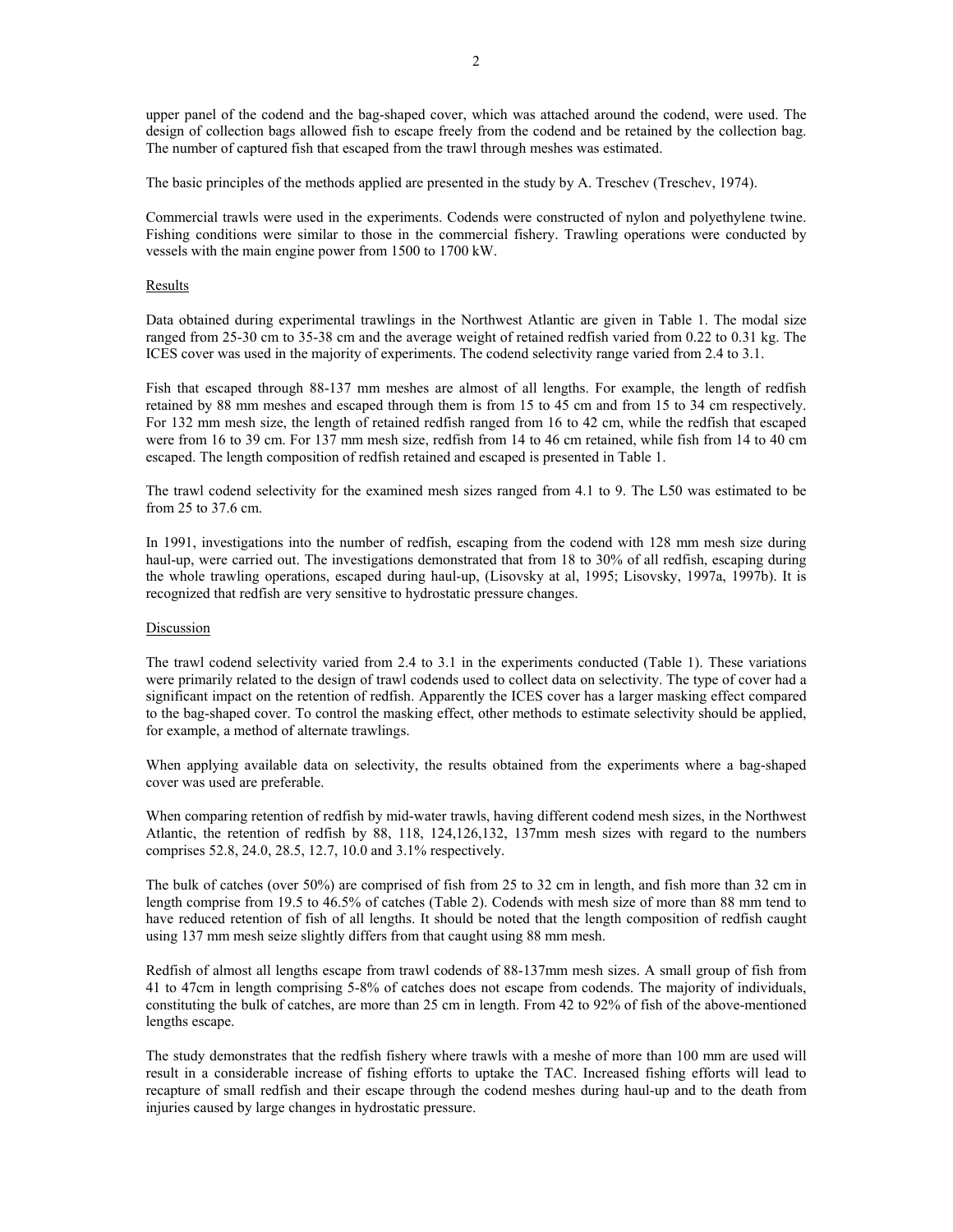upper panel of the codend and the bag-shaped cover, which was attached around the codend, were used. The design of collection bags allowed fish to escape freely from the codend and be retained by the collection bag. The number of captured fish that escaped from the trawl through meshes was estimated.

The basic principles of the methods applied are presented in the study by A. Treschev (Treschev, 1974).

Commercial trawls were used in the experiments. Codends were constructed of nylon and polyethylene twine. Fishing conditions were similar to those in the commercial fishery. Trawling operations were conducted by vessels with the main engine power from 1500 to 1700 kW.

## Results

Data obtained during experimental trawlings in the Northwest Atlantic are given in Table 1. The modal size ranged from 25-30 cm to 35-38 cm and the average weight of retained redfish varied from 0.22 to 0.31 kg. The ICES cover was used in the majority of experiments. The codend selectivity range varied from 2.4 to 3.1.

Fish that escaped through 88-137 mm meshes are almost of all lengths. For example, the length of redfish retained by 88 mm meshes and escaped through them is from 15 to 45 cm and from 15 to 34 cm respectively. For 132 mm mesh size, the length of retained redfish ranged from 16 to 42 cm, while the redfish that escaped were from 16 to 39 cm. For 137 mm mesh size, redfish from 14 to 46 cm retained, while fish from 14 to 40 cm escaped. The length composition of redfish retained and escaped is presented in Table 1.

The trawl codend selectivity for the examined mesh sizes ranged from 4.1 to 9. The L50 was estimated to be from 25 to 37.6 cm.

In 1991, investigations into the number of redfish, escaping from the codend with 128 mm mesh size during haul-up, were carried out. The investigations demonstrated that from 18 to 30% of all redfish, escaping during the whole trawling operations, escaped during haul-up, (Lisovsky at al, 1995; Lisovsky, 1997a, 1997b). It is recognized that redfish are very sensitive to hydrostatic pressure changes.

## Discussion

The trawl codend selectivity varied from 2.4 to 3.1 in the experiments conducted (Table 1). These variations were primarily related to the design of trawl codends used to collect data on selectivity. The type of cover had a significant impact on the retention of redfish. Apparently the ICES cover has a larger masking effect compared to the bag-shaped cover. To control the masking effect, other methods to estimate selectivity should be applied, for example, a method of alternate trawlings.

When applying available data on selectivity, the results obtained from the experiments where a bag-shaped cover was used are preferable.

When comparing retention of redfish by mid-water trawls, having different codend mesh sizes, in the Northwest Atlantic, the retention of redfish by 88, 118, 124,126,132, 137mm mesh sizes with regard to the numbers comprises 52.8, 24.0, 28.5, 12.7, 10.0 and 3.1% respectively.

The bulk of catches (over 50%) are comprised of fish from 25 to 32 cm in length, and fish more than 32 cm in length comprise from 19.5 to 46.5% of catches (Table 2). Codends with mesh size of more than 88 mm tend to have reduced retention of fish of all lengths. It should be noted that the length composition of redfish caught using 137 mm mesh seize slightly differs from that caught using 88 mm mesh.

Redfish of almost all lengths escape from trawl codends of 88-137mm mesh sizes. A small group of fish from 41 to 47cm in length comprising 5-8% of catches does not escape from codends. The majority of individuals, constituting the bulk of catches, are more than 25 cm in length. From 42 to 92% of fish of the above-mentioned lengths escape.

The study demonstrates that the redfish fishery where trawls with a meshe of more than 100 mm are used will result in a considerable increase of fishing efforts to uptake the TAC. Increased fishing efforts will lead to recapture of small redfish and their escape through the codend meshes during haul-up and to the death from injuries caused by large changes in hydrostatic pressure.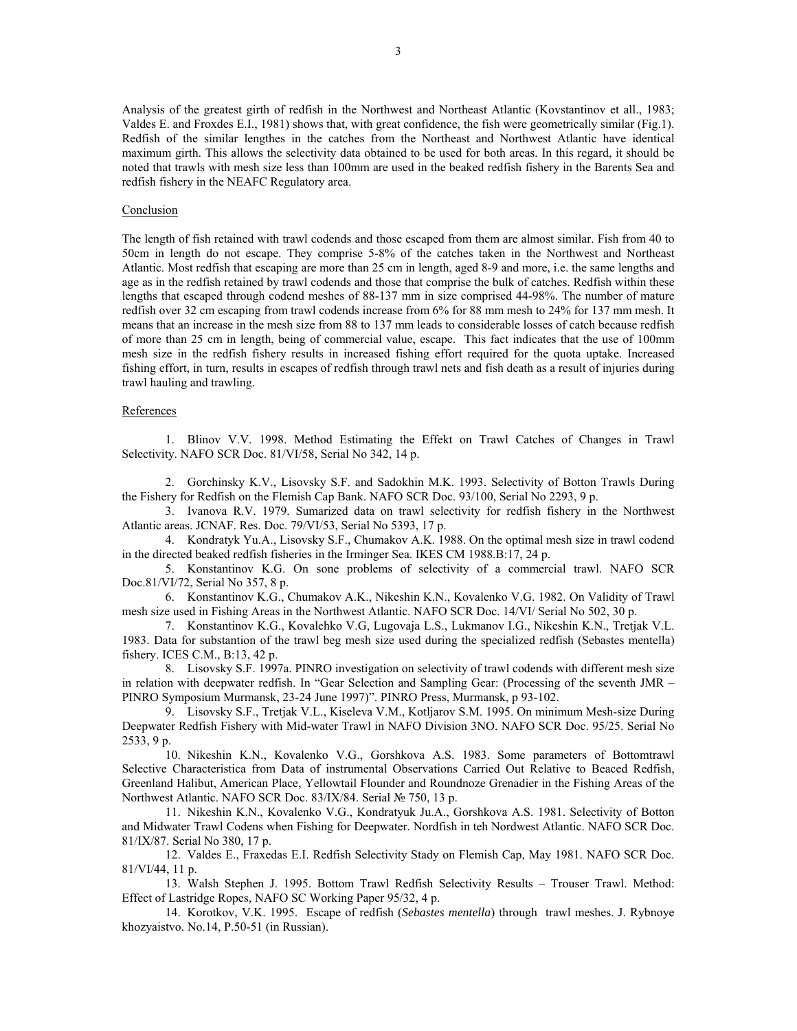Analysis of the greatest girth of redfish in the Northwest and Northeast Atlantic (Kovstantinov et all., 1983; Valdes E. and Froxdes E.I., 1981) shows that, with great confidence, the fish were geometrically similar (Fig.1). Redfish of the similar lengthes in the catches from the Northeast and Northwest Atlantic have identical maximum girth. This allows the selectivity data obtained to be used for both areas. In this regard, it should be noted that trawls with mesh size less than 100mm are used in the beaked redfish fishery in the Barents Sea and redfish fishery in the NEAFC Regulatory area.

## Conclusion

The length of fish retained with trawl codends and those escaped from them are almost similar. Fish from 40 to 50cm in length do not escape. They comprise 5-8% of the catches taken in the Northwest and Northeast Atlantic. Most redfish that escaping are more than 25 cm in length, aged 8-9 and more, i.e. the same lengths and age as in the redfish retained by trawl codends and those that comprise the bulk of catches. Redfish within these lengths that escaped through codend meshes of 88-137 mm in size comprised 44-98%. The number of mature redfish over 32 cm escaping from trawl codends increase from 6% for 88 mm mesh to 24% for 137 mm mesh. It means that an increase in the mesh size from 88 to 137 mm leads to considerable losses of catch because redfish of more than 25 cm in length, being of commercial value, escape. This fact indicates that the use of 100mm mesh size in the redfish fishery results in increased fishing effort required for the quota uptake. Increased fishing effort, in turn, results in escapes of redfish through trawl nets and fish death as a result of injuries during trawl hauling and trawling.

## References

1. Blinov V.V. 1998. Method Estimating the Effekt on Trawl Catches of Changes in Trawl Selectivity. NAFO SCR Doc. 81/VI/58, Serial No 342, 14 p.

2. Gorchinsky K.V., Lisovsky S.F. and Sadokhin M.K. 1993. Selectivity of Botton Trawls During the Fishery for Redfish on the Flemish Cap Bank. NAFO SCR Doc. 93/100, Serial No 2293, 9 p.

3. Ivanova R.V. 1979. Sumarized data on trawl selectivity for redfish fishery in the Northwest Atlantic areas. JCNAF. Res. Doc. 79/VI/53, Serial No 5393, 17 p.

4. Kondratyk Yu.A., Lisovsky S.F., Chumakov A.K. 1988. On the optimal mesh size in trawl codend in the directed beaked redfish fisheries in the Irminger Sea. IKES CM 1988.B:17, 24 p.

5. Konstantinov K.G. On sone problems of selectivity of a commercial trawl. NAFO SCR Doc.81/VI/72, Serial No 357, 8 p.

6. Konstantinov K.G., Chumakov A.K., Nikeshin K.N., Kovalenko V.G. 1982. On Validity of Trawl mesh size used in Fishing Areas in the Northwest Atlantic. NAFO SCR Doc. 14/VI/ Serial No 502, 30 p.

7. Konstantinov K.G., Kovalehko V.G, Lugovaja L.S., Lukmanov I.G., Nikeshin K.N., Tretjak V.L. 1983. Data for substantion of the trawl beg mesh size used during the specialized redfish (Sebastes mentella) fishery. ICES C.M., B:13, 42 p.

8. Lisovsky S.F. 1997a. PINRO investigation on selectivity of trawl codends with different mesh size in relation with deepwater redfish. In "Gear Selection and Sampling Gear: (Processing of the seventh JMR – PINRO Symposium Murmansk, 23-24 June 1997)". PINRO Press, Murmansk, p 93-102.

9. Lisovsky S.F., Tretjak V.L., Kiseleva V.M., Kotljarov S.M. 1995. On minimum Mesh-size During Deepwater Redfish Fishery with Mid-water Trawl in NAFO Division 3NO. NAFO SCR Doc. 95/25. Serial No 2533, 9 p.

10. Nikeshin K.N., Kovalenko V.G., Gorshkova A.S. 1983. Some parameters of Bottomtrawl Selective Characteristica from Data of instrumental Observations Carried Out Relative to Beaced Redfish, Greenland Halibut, American Place, Yellowtail Flounder and Roundnoze Grenadier in the Fishing Areas of the Northwest Atlantic. NAFO SCR Doc. 83/IX/84. Serial № 750, 13 p.

11. Nikeshin K.N., Kovalenko V.G., Kondratyuk Ju.A., Gorshkova A.S. 1981. Selectivity of Botton and Midwater Trawl Codens when Fishing for Deepwater. Nordfish in teh Nordwest Atlantic. NAFO SCR Doc. 81/IX/87. Serial No 380, 17 p.

12. Valdes E., Fraxedas E.I. Redfish Selectivity Stady on Flemish Cap, May 1981. NAFO SCR Doc. 81/VI/44, 11 p.

13. Walsh Stephen J. 1995. Bottom Trawl Redfish Selectivity Results – Trouser Trawl. Method: Effect of Lastridge Ropes, NAFO SC Working Paper 95/32, 4 p.

14. Korotkov, V.K. 1995. Escape of redfish (*Sebastes mentella*) through trawl meshes. J. Rybnoye khozyaistvo. No.14, P.50-51 (in Russian).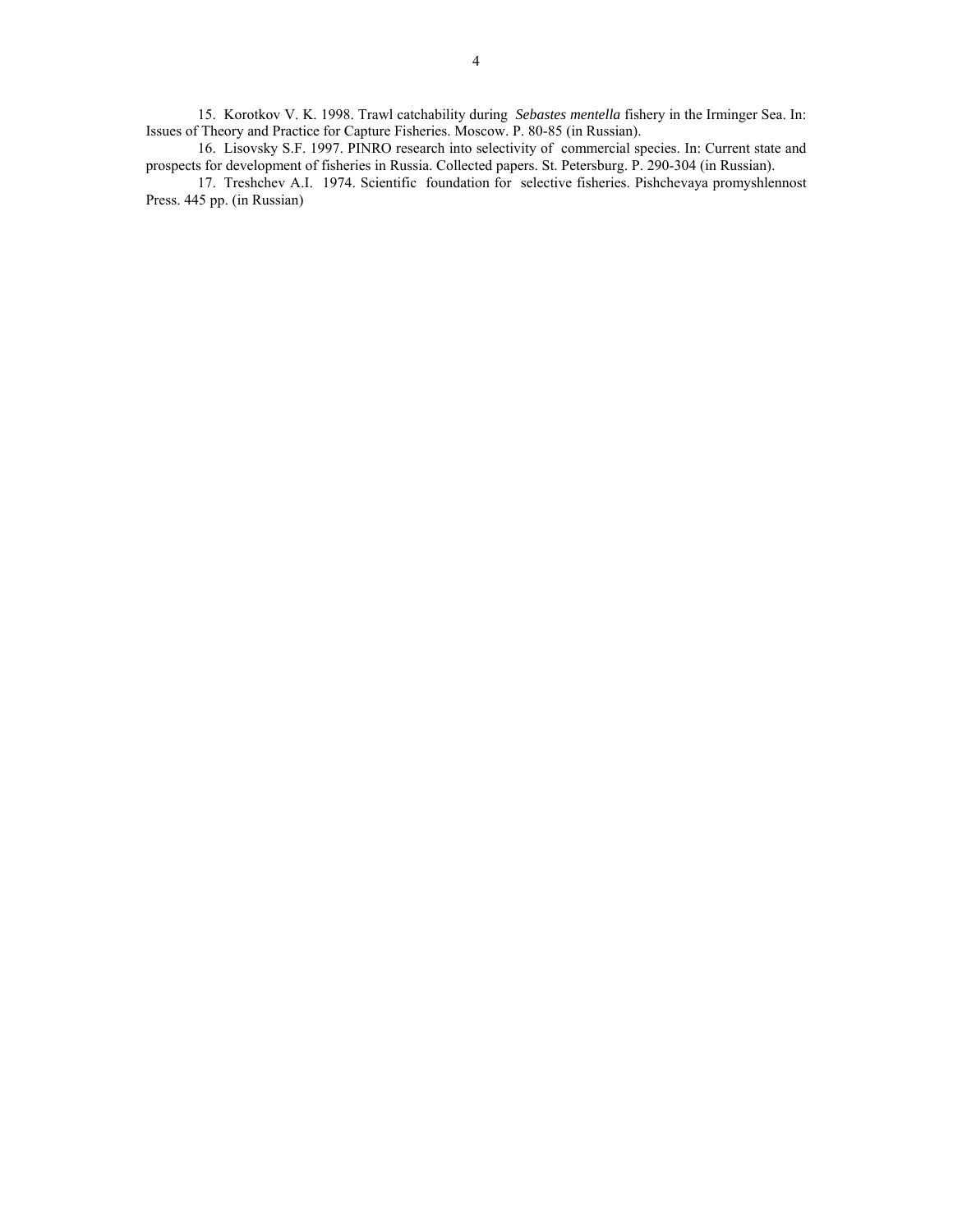15. Korotkov V. K. 1998. Trawl catchability during *Sebastes mentella* fishery in the Irminger Sea. In: Issues of Theory and Practice for Capture Fisheries. Moscow. P. 80-85 (in Russian).

16. Lisovsky S.F. 1997. PINRO research into selectivity of commercial species. In: Current state and prospects for development of fisheries in Russia. Collected papers. St. Petersburg. P. 290-304 (in Russian).

17. Treshchev A.I. 1974. Scientific foundation for selective fisheries. Pishchevaya promyshlennost Press. 445 pp. (in Russian)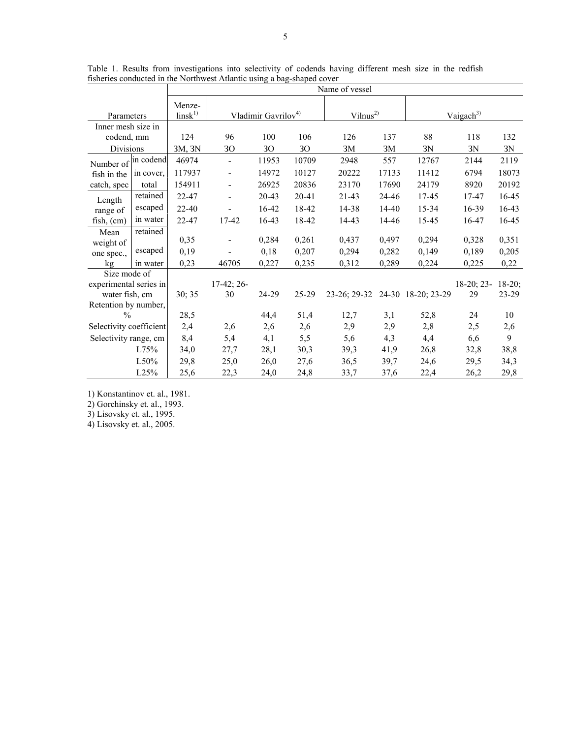Table 1. Results from investigations into selectivity of codends having different mesh size in the redfish fisheries conducted in the Northwest Atlantic using a bag-shaped cover

| Parameters | | Menzelinsk[1] | Vladimir Gavrilov[4] | | | Vilnus[2] | | Vaigach[3] | | |
|---|---|---|---|---|---|---|---|---|---|---|
| Inner mesh size in codend, mm | | 124 | 96 | 100 | 106 | 126 | 137 | 88 | 118 | 132 |
| Divisions | | 3M, 3N | 3O | 3O | 3O | 3M | 3M | 3N | 3N | 3N |
| Number of fish in the catch, spec | in codend | 46974 | - | 11953 | 10709 | 2948 | 557 | 12767 | 2144 | 2119 |
| | in cover, | 117937 | - | 14972 | 10127 | 20222 | 17133 | 11412 | 6794 | 18073 |
| | total | 154911 | - | 26925 | 20836 | 23170 | 17690 | 24179 | 8920 | 20192 |
| Length range of fish, (cm) | retained | 22-47 | - | 20-43 | 20-41 | 21-43 | 24-46 | 17-45 | 17-47 | 16-45 |
| | escaped | 22-40 | - | 16-42 | 18-42 | 14-38 | 14-40 | 15-34 | 16-39 | 16-43 |
| | in water | 22-47 | 17-42 | 16-43 | 18-42 | 14-43 | 14-46 | 15-45 | 16-47 | 16-45 |
| Mean weight of one spec., kg | retained | 0,35 | - | 0,284 | 0,261 | 0,437 | 0,497 | 0,294 | 0,328 | 0,351 |
| | escaped | 0,19 | - | 0,18 | 0,207 | 0,294 | 0,282 | 0,149 | 0,189 | 0,205 |
| | in water | 0,23 | 46705 | 0,227 | 0,235 | 0,312 | 0,289 | 0,224 | 0,225 | 0,22 |
| Size mode of experimental series in water fish, cm | | 30; 35 | 17-42; 26-30 | 24-29 | 25-29 | 23-26; 29-32 | 24-30 | 18-20; 23-29 | 18-20; 23-29 | 18-20; 23-29 |
| Retention by number, % | | 28,5 | | 44,4 | 51,4 | 12,7 | 3,1 | 52,8 | 24 | 10 |
| Selectivity coefficient | | 2,4 | 2,6 | 2,6 | 2,6 | 2,9 | 2,9 | 2,8 | 2,5 | 2,6 |
| Selectivity range, cm | | 8,4 | 5,4 | 4,1 | 5,5 | 5,6 | 4,3 | 4,4 | 6,6 | 9 |
| L75% | | 34,0 | 27,7 | 28,1 | 30,3 | 39,3 | 41,9 | 26,8 | 32,8 | 38,8 |
| L50% | | 29,8 | 25,0 | 26,0 | 27,6 | 36,5 | 39,7 | 24,6 | 29,5 | 34,3 |
| L25% | | 25,6 | 22,3 | 24,0 | 24,8 | 33,7 | 37,6 | 22,4 | 26,2 | 29,8 |

1) Konstantinov et. al., 1981.
2) Gorchinsky et. al., 1993.
3) Lisovsky et. al., 1995.
4) Lisovsky et. al., 2005.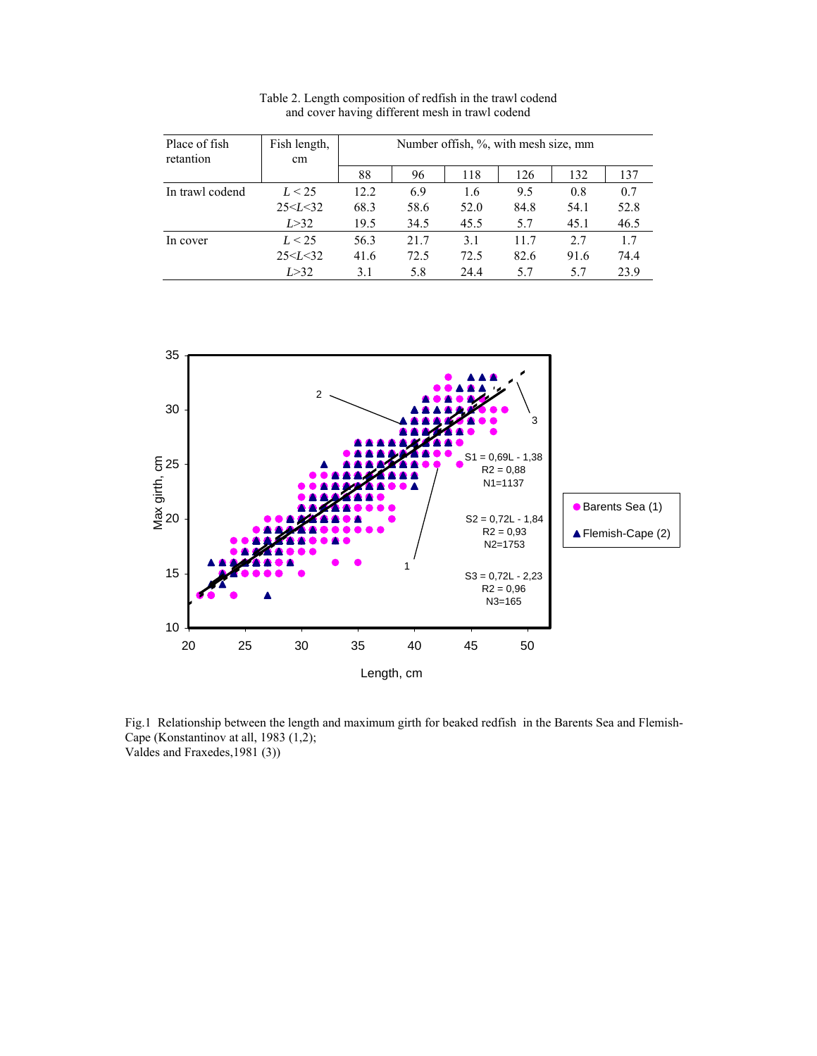Table 2. Length composition of redfish in the trawl codend and cover having different mesh in trawl codend

| Place of fish retention | Fish length, cm | Number offish, %, with mesh size, mm | | | | | |
|---|---|---|---|---|---|---|---|
| | | 88 | 96 | 118 | 126 | 132 | 137 |
| In trawl codend | $L < 25$ | 12.2 | 6.9 | 1.6 | 9.5 | 0.8 | 0.7 |
| | $25<L<32$ | 68.3 | 58.6 | 52.0 | 84.8 | 54.1 | 52.8 |
| | $L>32$ | 19.5 | 34.5 | 45.5 | 5.7 | 45.1 | 46.5 |
| In cover | $L < 25$ | 56.3 | 21.7 | 3.1 | 11.7 | 2.7 | 1.7 |
| | $25<L<32$ | 41.6 | 72.5 | 72.5 | 82.6 | 91.6 | 74.4 |
| | $L>32$ | 3.1 | 5.8 | 24.4 | 5.7 | 5.7 | 23.9 |

Max girth, cm

Length, cm

S1 = 0,69L - 1,38
R2 = 0,88
N1=1137

S2 = 0,72L - 1,84
R2 = 0,93
N2=1753

S3 = 0,72L - 2,23
R2 = 0,96
N3=165

Barents Sea (1)

Flemish-Cape (2)

Fig.1 Relationship between the length and maximum girth for beaked redfish in the Barents Sea and Flemish-Cape (Konstantinov at all, 1983 (1,2);
Valdes and Fraxedes,1981 (3))